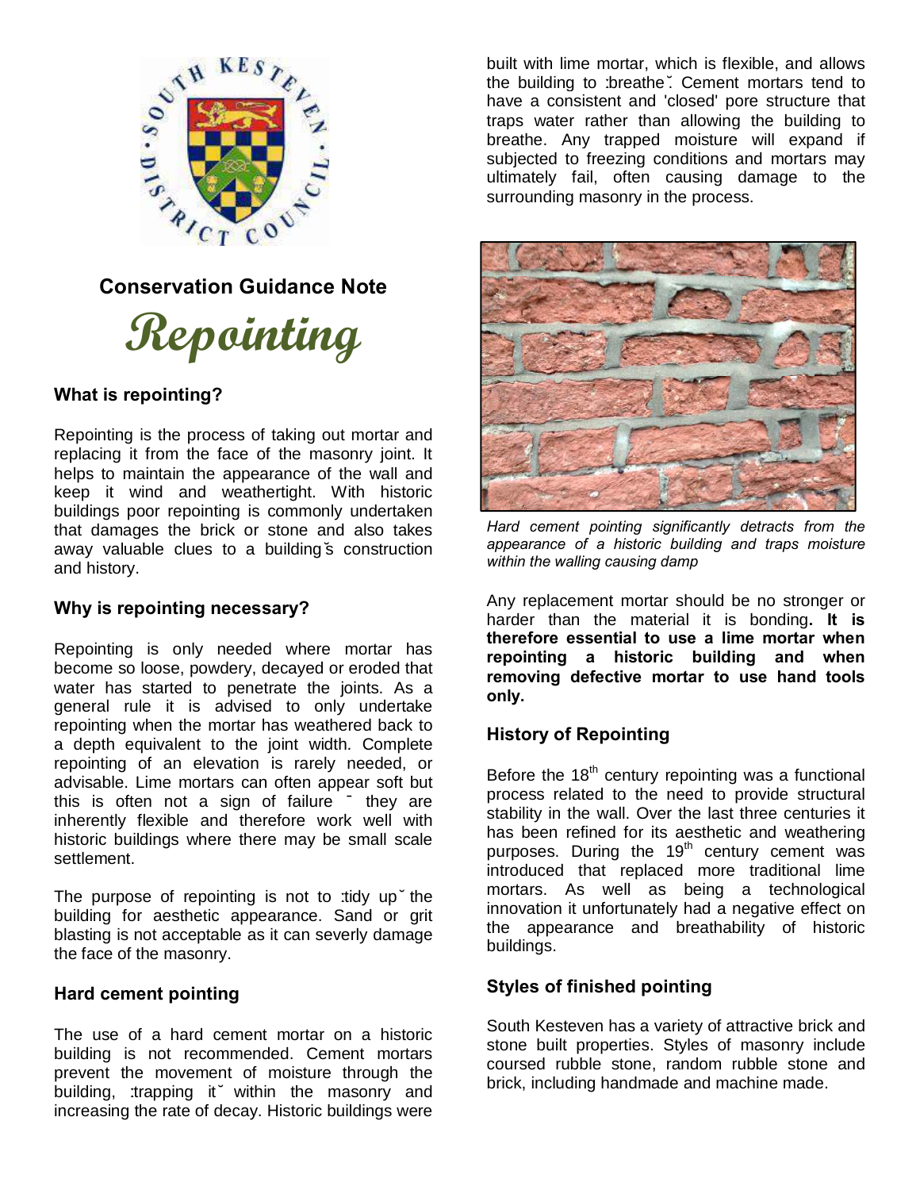# Conservation Guidance Note

# Repointing

## What is repointing?

Repointing is the process of taking out mortar and replacing it from the face of the masonry joint. It helps to maintain the appearance of the wall and keep it wind and weathertight. With historic buildings poor repointing is commonly undertaken that damages the brick or stone and also takes away valuable clues to a building's construction and history.

## Why is repointing necessary?

Repointing is only needed where mortar has become so loose, powdery, decayed or eroded that water has started to penetrate the joints. As a general rule it is advised to only undertake repointing when the mortar has weathered back to a depth equivalent to the joint width. Complete repointing of an elevation is rarely needed, or advisable. Lime mortars can often appear soft but this is often not a sign of failure – they are inherently flexible and therefore work well with historic buildings where there may be small scale settlement.

The purpose of repointing is not to 'tidy up' the building for aesthetic appearance. Sand or grit blasting is not acceptable as it can severly damage the face of the masonry.

## Hard cement pointing

The use of a hard cement mortar on a historic building is not recommended. Cement mortars prevent the movement of moisture through the building, 'trapping it' within the masonry and increasing the rate of decay. Historic buildings were built with lime mortar, which is flexible, and allows the building to 'breathe'. Cement mortars tend to have a consistent and 'closed' pore structure that traps water rather than allowing the building to breathe. Any trapped moisture will expand if subjected to freezing conditions and mortars may ultimately fail, often causing damage to the surrounding masonry in the process.

*Hard cement pointing significantly detracts from the appearance of a historic building and traps moisture within the walling causing damp*

Any replacement mortar should be no stronger or harder than the material it is bonding**. It is therefore essential to use a lime mortar when repointing a historic building and when removing defective mortar to use hand tools only.**

## History of Repointing

Before the 18th century repointing was a functional process related to the need to provide structural stability in the wall. Over the last three centuries it has been refined for its aesthetic and weathering purposes. During the 19th century cement was introduced that replaced more traditional lime mortars. As well as being a technological innovation it unfortunately had a negative effect on the appearance and breathability of historic buildings.

## Styles of finished pointing

South Kesteven has a variety of attractive brick and stone built properties. Styles of masonry include coursed rubble stone, random rubble stone and brick, including handmade and machine made.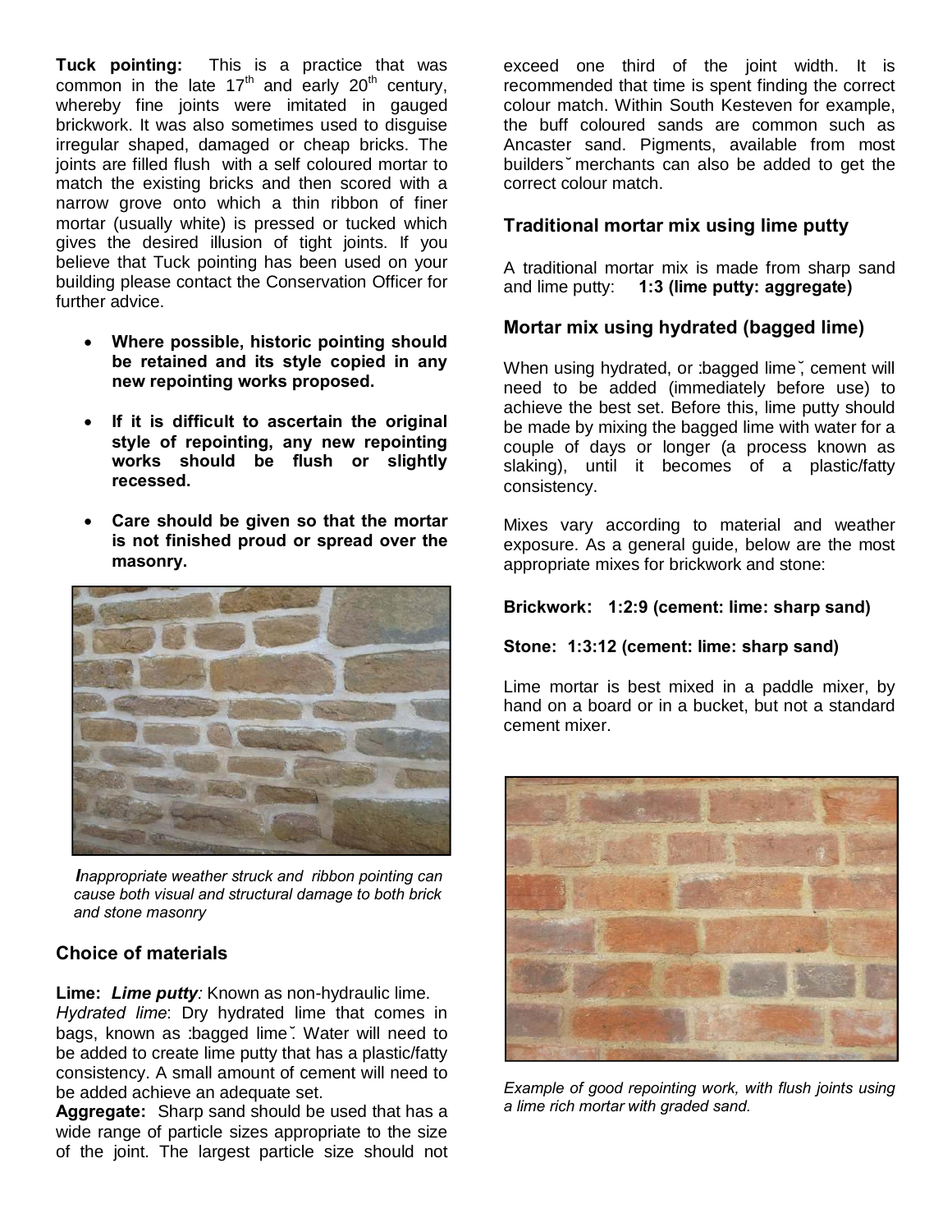**Tuck pointing:** This is a practice that was common in the late 17th and early 20th century, whereby fine joints were imitated in gauged brickwork. It was also sometimes used to disguise irregular shaped, damaged or cheap bricks. The joints are filled flush with a self coloured mortar to match the existing bricks and then scored with a narrow grove onto which a thin ribbon of finer mortar (usually white) is pressed or tucked which gives the desired illusion of tight joints. If you believe that Tuck pointing has been used on your building please contact the Conservation Officer for further advice.

- **Where possible, historic pointing should be retained and its style copied in any new repointing works proposed.**
- **If it is difficult to ascertain the original style of repointing, any new repointing works should be flush or slightly recessed.**
- **Care should be given so that the mortar is not finished proud or spread over the masonry.**

*Inappropriate weather struck and ribbon pointing can cause both visual and structural damage to both brick and stone masonry*

## Choice of materials

**Lime:** ***Lime putty**:* Known as non-hydraulic lime.
*Hydrated lime*: Dry hydrated lime that comes in bags, known as ꞉bagged lime˘. Water will need to be added to create lime putty that has a plastic/fatty consistency. A small amount of cement will need to be added achieve an adequate set.
**Aggregate:** Sharp sand should be used that has a wide range of particle sizes appropriate to the size of the joint. The largest particle size should not exceed one third of the joint width. It is recommended that time is spent finding the correct colour match. Within South Kesteven for example, the buff coloured sands are common such as Ancaster sand. Pigments, available from most builders˘ merchants can also be added to get the correct colour match.

## Traditional mortar mix using lime putty

A traditional mortar mix is made from sharp sand and lime putty: **1:3 (lime putty: aggregate)**

## Mortar mix using hydrated (bagged lime)

When using hydrated, or ꞉bagged lime˘, cement will need to be added (immediately before use) to achieve the best set. Before this, lime putty should be made by mixing the bagged lime with water for a couple of days or longer (a process known as slaking), until it becomes of a plastic/fatty consistency.

Mixes vary according to material and weather exposure. As a general guide, below are the most appropriate mixes for brickwork and stone:

**Brickwork: 1:2:9 (cement: lime: sharp sand)**

**Stone: 1:3:12 (cement: lime: sharp sand)**

Lime mortar is best mixed in a paddle mixer, by hand on a board or in a bucket, but not a standard cement mixer.

*Example of good repointing work, with flush joints using a lime rich mortar with graded sand.*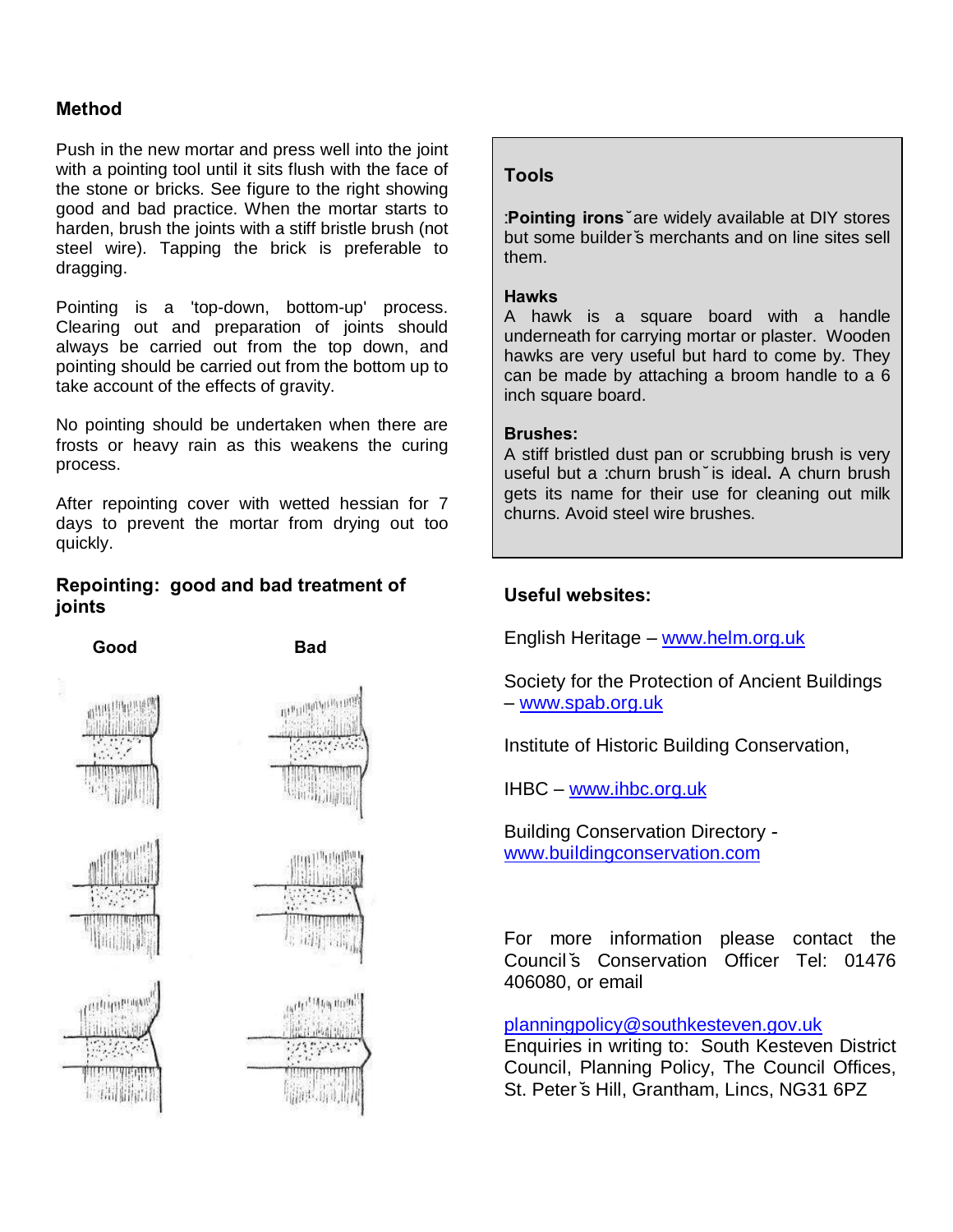## Method

Push in the new mortar and press well into the joint with a pointing tool until it sits flush with the face of the stone or bricks. See figure to the right showing good and bad practice. When the mortar starts to harden, brush the joints with a stiff bristle brush (not steel wire). Tapping the brick is preferable to dragging.

Pointing is a 'top-down, bottom-up' process. Clearing out and preparation of joints should always be carried out from the top down, and pointing should be carried out from the bottom up to take account of the effects of gravity.

No pointing should be undertaken when there are frosts or heavy rain as this weakens the curing process.

After repointing cover with wetted hessian for 7 days to prevent the mortar from drying out too quickly.

### Repointing: good and bad treatment of joints

**Good** **Bad**

## Tools

:**Pointing irons**˘are widely available at DIY stores but some builder˘s merchants and on line sites sell them.

**Hawks**
A hawk is a square board with a handle underneath for carrying mortar or plaster. Wooden hawks are very useful but hard to come by. They can be made by attaching a broom handle to a 6 inch square board.

**Brushes:**
A stiff bristled dust pan or scrubbing brush is very useful but a :churn brush˘ is ideal**.** A churn brush gets its name for their use for cleaning out milk churns. Avoid steel wire brushes.

### Useful websites:

English Heritage – www.helm.org.uk

Society for the Protection of Ancient Buildings – www.spab.org.uk

Institute of Historic Building Conservation,

IHBC – www.ihbc.org.uk

Building Conservation Directory - www.buildingconservation.com

For more information please contact the Council˘s Conservation Officer Tel: 01476 406080, or email

planningpolicy@southkesteven.gov.uk
Enquiries in writing to: South Kesteven District Council, Planning Policy, The Council Offices, St. Peter˘s Hill, Grantham, Lincs, NG31 6PZ